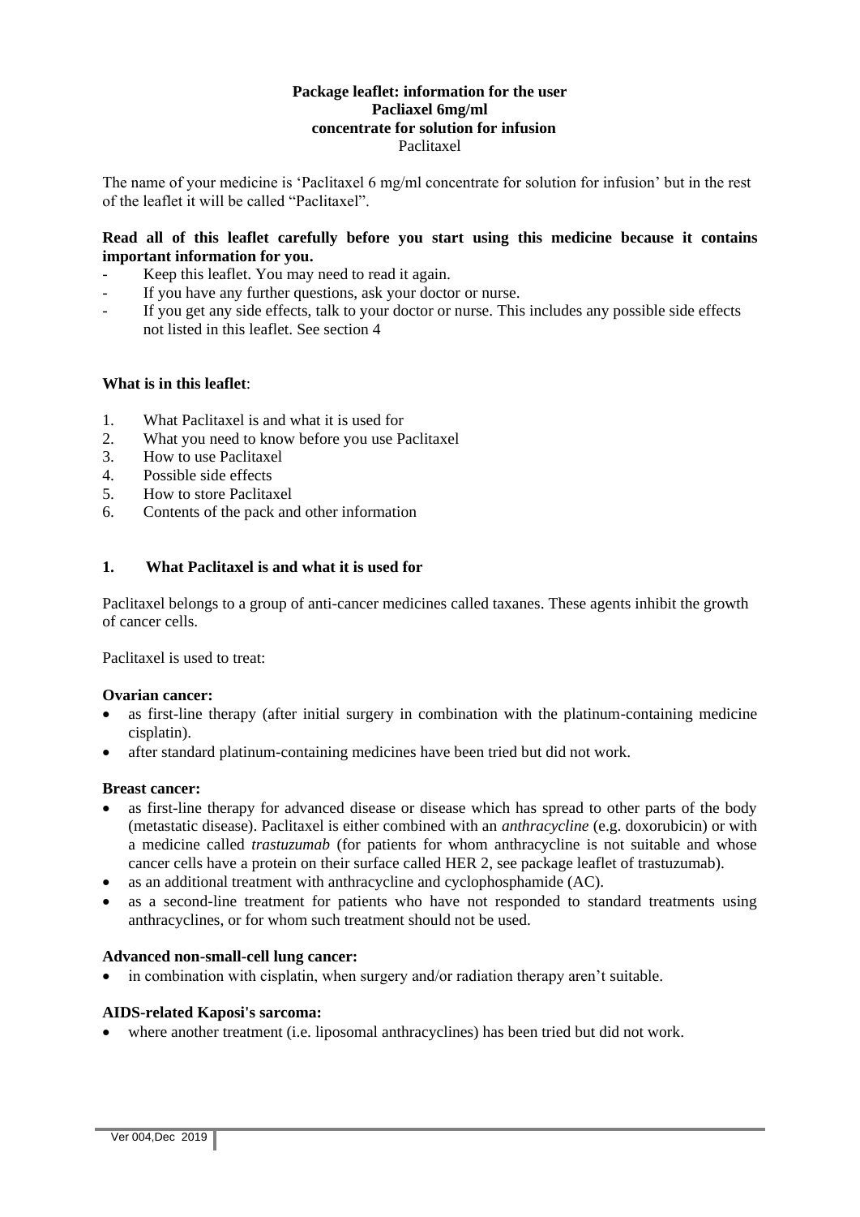**Package leaflet: information for the user**
**Pacliaxel 6mg/ml**
**concentrate for solution for infusion**
Paclitaxel

The name of your medicine is 'Paclitaxel 6 mg/ml concentrate for solution for infusion' but in the rest of the leaflet it will be called "Paclitaxel".

**Read all of this leaflet carefully before you start using this medicine because it contains important information for you.**

- Keep this leaflet. You may need to read it again.
- If you have any further questions, ask your doctor or nurse.
- If you get any side effects, talk to your doctor or nurse. This includes any possible side effects not listed in this leaflet. See section 4

**What is in this leaflet**:

1. What Paclitaxel is and what it is used for
2. What you need to know before you use Paclitaxel
3. How to use Paclitaxel
4. Possible side effects
5. How to store Paclitaxel
6. Contents of the pack and other information

## 1. What Paclitaxel is and what it is used for

Paclitaxel belongs to a group of anti-cancer medicines called taxanes. These agents inhibit the growth of cancer cells.

Paclitaxel is used to treat:

**Ovarian cancer:**

- as first-line therapy (after initial surgery in combination with the platinum-containing medicine cisplatin).
- after standard platinum-containing medicines have been tried but did not work.

**Breast cancer:**

- as first-line therapy for advanced disease or disease which has spread to other parts of the body (metastatic disease). Paclitaxel is either combined with an *anthracycline* (e.g. doxorubicin) or with a medicine called *trastuzumab* (for patients for whom anthracycline is not suitable and whose cancer cells have a protein on their surface called HER 2, see package leaflet of trastuzumab).
- as an additional treatment with anthracycline and cyclophosphamide (AC).
- as a second-line treatment for patients who have not responded to standard treatments using anthracyclines, or for whom such treatment should not be used.

**Advanced non-small-cell lung cancer:**

- in combination with cisplatin, when surgery and/or radiation therapy aren't suitable.

**AIDS-related Kaposi's sarcoma:**

- where another treatment (i.e. liposomal anthracyclines) has been tried but did not work.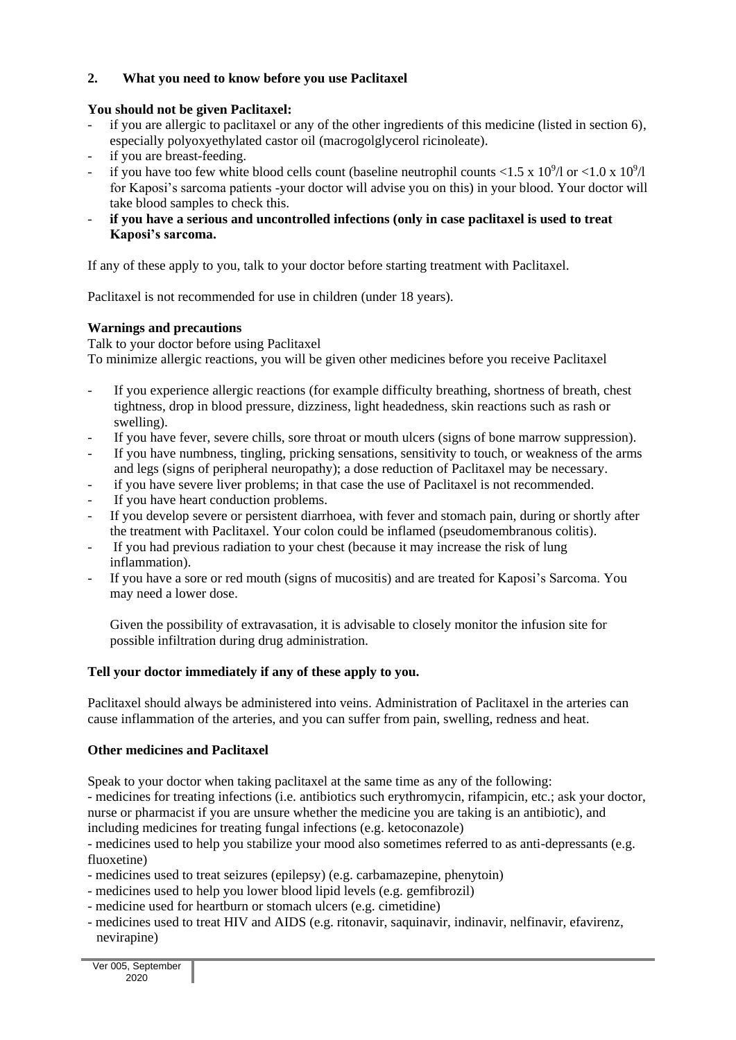## 2. What you need to know before you use Paclitaxel

**You should not be given Paclitaxel:**

- if you are allergic to paclitaxel or any of the other ingredients of this medicine (listed in section 6), especially polyoxyethylated castor oil (macrogolglycerol ricinoleate).
- if you are breast-feeding.
- if you have too few white blood cells count (baseline neutrophil counts $<1.5 \times 10^9$/l or $<1.0 \times 10^9$/l for Kaposi's sarcoma patients -your doctor will advise you on this) in your blood. Your doctor will take blood samples to check this.
- **if you have a serious and uncontrolled infections (only in case paclitaxel is used to treat Kaposi's sarcoma.**

If any of these apply to you, talk to your doctor before starting treatment with Paclitaxel.

Paclitaxel is not recommended for use in children (under 18 years).

**Warnings and precautions**

Talk to your doctor before using Paclitaxel
To minimize allergic reactions, you will be given other medicines before you receive Paclitaxel

- If you experience allergic reactions (for example difficulty breathing, shortness of breath, chest tightness, drop in blood pressure, dizziness, light headedness, skin reactions such as rash or swelling).
- If you have fever, severe chills, sore throat or mouth ulcers (signs of bone marrow suppression).
- If you have numbness, tingling, pricking sensations, sensitivity to touch, or weakness of the arms and legs (signs of peripheral neuropathy); a dose reduction of Paclitaxel may be necessary.
- if you have severe liver problems; in that case the use of Paclitaxel is not recommended.
- If you have heart conduction problems.
- If you develop severe or persistent diarrhoea, with fever and stomach pain, during or shortly after the treatment with Paclitaxel. Your colon could be inflamed (pseudomembranous colitis).
- If you had previous radiation to your chest (because it may increase the risk of lung inflammation).
- If you have a sore or red mouth (signs of mucositis) and are treated for Kaposi's Sarcoma. You may need a lower dose.

  Given the possibility of extravasation, it is advisable to closely monitor the infusion site for possible infiltration during drug administration.

**Tell your doctor immediately if any of these apply to you.**

Paclitaxel should always be administered into veins. Administration of Paclitaxel in the arteries can cause inflammation of the arteries, and you can suffer from pain, swelling, redness and heat.

**Other medicines and Paclitaxel**

Speak to your doctor when taking paclitaxel at the same time as any of the following:

- medicines for treating infections (i.e. antibiotics such erythromycin, rifampicin, etc.; ask your doctor, nurse or pharmacist if you are unsure whether the medicine you are taking is an antibiotic), and including medicines for treating fungal infections (e.g. ketoconazole)
- medicines used to help you stabilize your mood also sometimes referred to as anti-depressants (e.g. fluoxetine)
- medicines used to treat seizures (epilepsy) (e.g. carbamazepine, phenytoin)
- medicines used to help you lower blood lipid levels (e.g. gemfibrozil)
- medicine used for heartburn or stomach ulcers (e.g. cimetidine)
- medicines used to treat HIV and AIDS (e.g. ritonavir, saquinavir, indinavir, nelfinavir, efavirenz, nevirapine)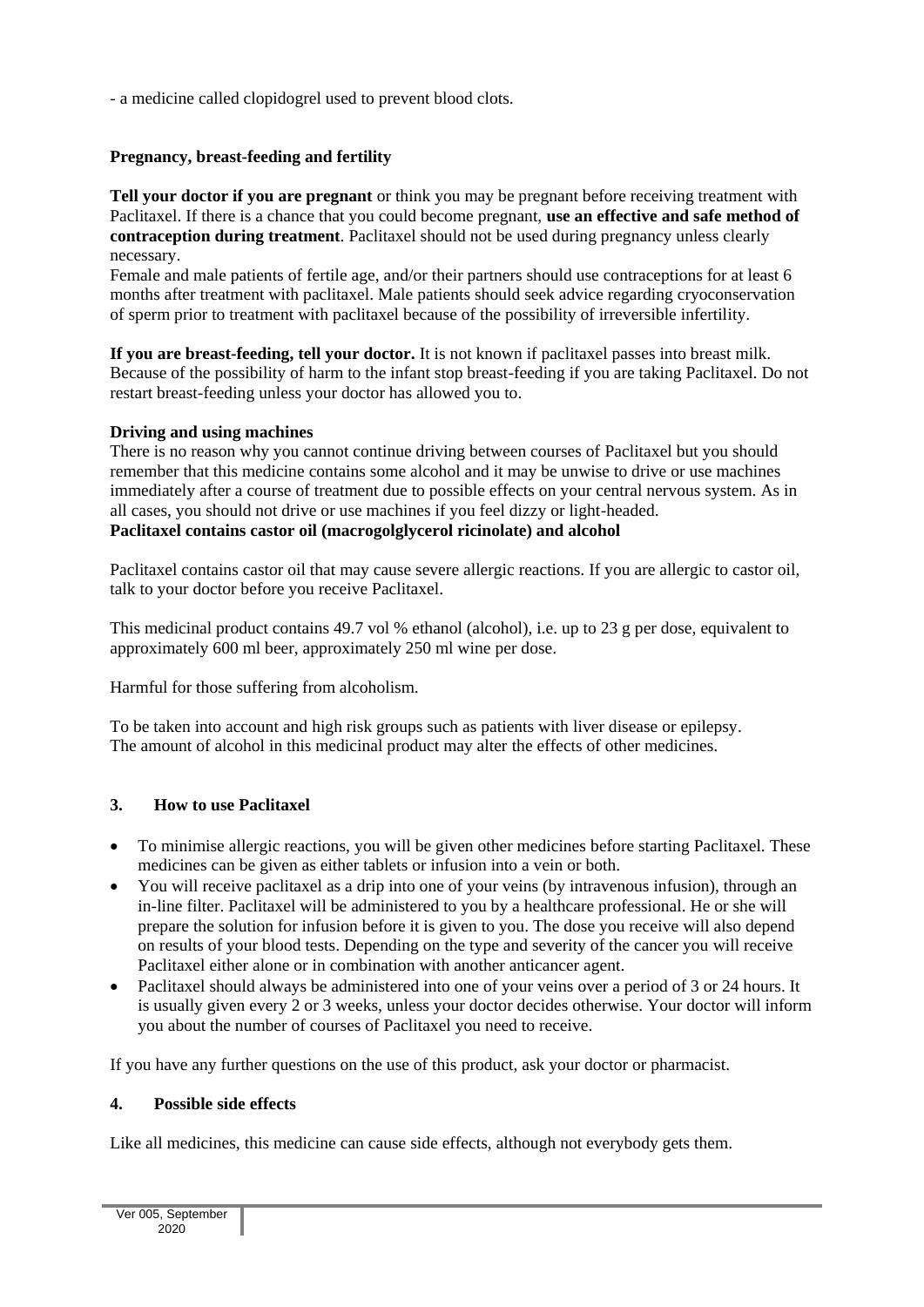- a medicine called clopidogrel used to prevent blood clots.

**Pregnancy, breast-feeding and fertility**

**Tell your doctor if you are pregnant** or think you may be pregnant before receiving treatment with Paclitaxel. If there is a chance that you could become pregnant, **use an effective and safe method of contraception during treatment**. Paclitaxel should not be used during pregnancy unless clearly necessary.
Female and male patients of fertile age, and/or their partners should use contraceptions for at least 6 months after treatment with paclitaxel. Male patients should seek advice regarding cryoconservation of sperm prior to treatment with paclitaxel because of the possibility of irreversible infertility.

**If you are breast-feeding, tell your doctor.** It is not known if paclitaxel passes into breast milk. Because of the possibility of harm to the infant stop breast-feeding if you are taking Paclitaxel. Do not restart breast-feeding unless your doctor has allowed you to.

**Driving and using machines**
There is no reason why you cannot continue driving between courses of Paclitaxel but you should remember that this medicine contains some alcohol and it may be unwise to drive or use machines immediately after a course of treatment due to possible effects on your central nervous system. As in all cases, you should not drive or use machines if you feel dizzy or light-headed.
**Paclitaxel contains castor oil (macrogolglycerol ricinolate) and alcohol**

Paclitaxel contains castor oil that may cause severe allergic reactions. If you are allergic to castor oil, talk to your doctor before you receive Paclitaxel.

This medicinal product contains 49.7 vol % ethanol (alcohol), i.e. up to 23 g per dose, equivalent to approximately 600 ml beer, approximately 250 ml wine per dose.

Harmful for those suffering from alcoholism.

To be taken into account and high risk groups such as patients with liver disease or epilepsy.
The amount of alcohol in this medicinal product may alter the effects of other medicines.

## 3. How to use Paclitaxel

- To minimise allergic reactions, you will be given other medicines before starting Paclitaxel. These medicines can be given as either tablets or infusion into a vein or both.
- You will receive paclitaxel as a drip into one of your veins (by intravenous infusion), through an in-line filter. Paclitaxel will be administered to you by a healthcare professional. He or she will prepare the solution for infusion before it is given to you. The dose you receive will also depend on results of your blood tests. Depending on the type and severity of the cancer you will receive Paclitaxel either alone or in combination with another anticancer agent.
- Paclitaxel should always be administered into one of your veins over a period of 3 or 24 hours. It is usually given every 2 or 3 weeks, unless your doctor decides otherwise. Your doctor will inform you about the number of courses of Paclitaxel you need to receive.

If you have any further questions on the use of this product, ask your doctor or pharmacist.

## 4. Possible side effects

Like all medicines, this medicine can cause side effects, although not everybody gets them.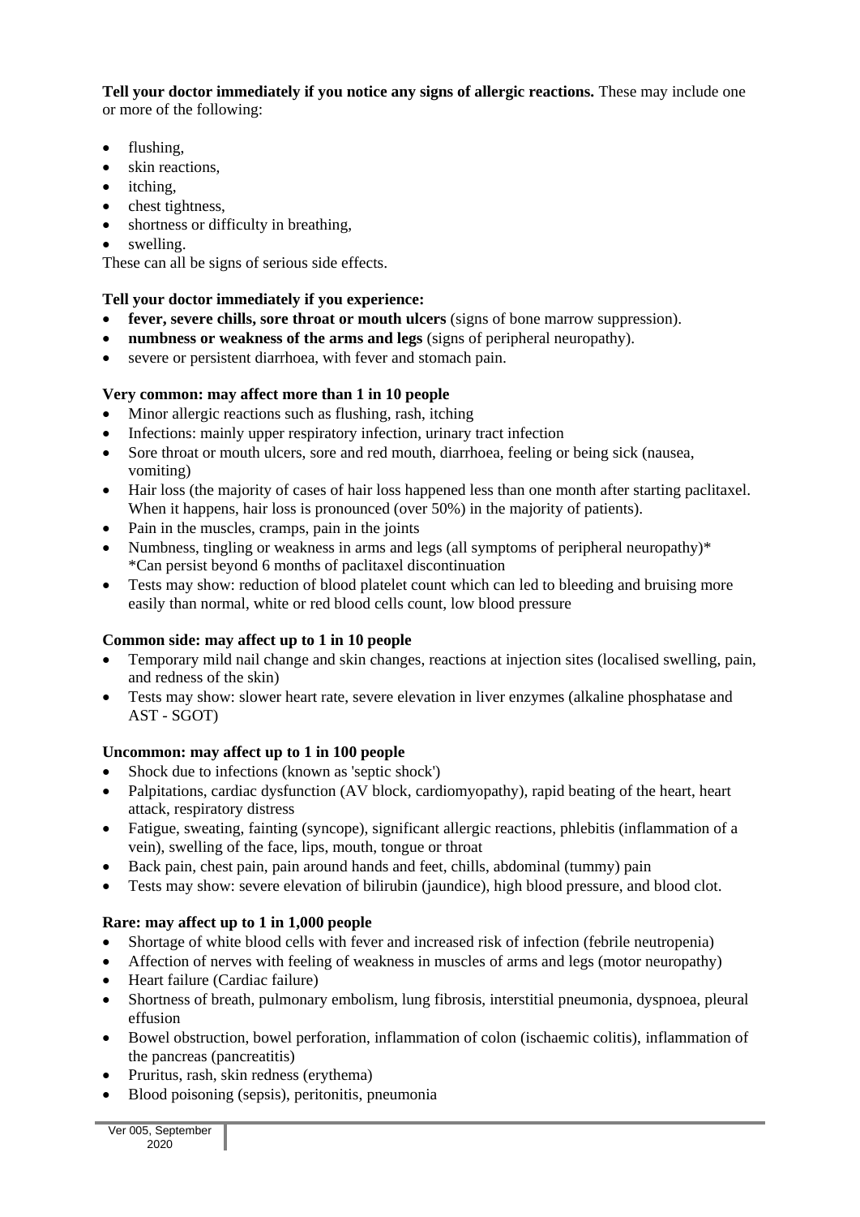**Tell your doctor immediately if you notice any signs of allergic reactions.** These may include one or more of the following:

- flushing,
- skin reactions,
- itching,
- chest tightness,
- shortness or difficulty in breathing,
- swelling.

These can all be signs of serious side effects.

**Tell your doctor immediately if you experience:**

- **fever, severe chills, sore throat or mouth ulcers** (signs of bone marrow suppression).
- **numbness or weakness of the arms and legs** (signs of peripheral neuropathy).
- severe or persistent diarrhoea, with fever and stomach pain.

**Very common: may affect more than 1 in 10 people**

- Minor allergic reactions such as flushing, rash, itching
- Infections: mainly upper respiratory infection, urinary tract infection
- Sore throat or mouth ulcers, sore and red mouth, diarrhoea, feeling or being sick (nausea, vomiting)
- Hair loss (the majority of cases of hair loss happened less than one month after starting paclitaxel. When it happens, hair loss is pronounced (over 50%) in the majority of patients).
- Pain in the muscles, cramps, pain in the joints
- Numbness, tingling or weakness in arms and legs (all symptoms of peripheral neuropathy)*
  *Can persist beyond 6 months of paclitaxel discontinuation
- Tests may show: reduction of blood platelet count which can led to bleeding and bruising more easily than normal, white or red blood cells count, low blood pressure

**Common side: may affect up to 1 in 10 people**

- Temporary mild nail change and skin changes, reactions at injection sites (localised swelling, pain, and redness of the skin)
- Tests may show: slower heart rate, severe elevation in liver enzymes (alkaline phosphatase and AST - SGOT)

**Uncommon: may affect up to 1 in 100 people**

- Shock due to infections (known as 'septic shock')
- Palpitations, cardiac dysfunction (AV block, cardiomyopathy), rapid beating of the heart, heart attack, respiratory distress
- Fatigue, sweating, fainting (syncope), significant allergic reactions, phlebitis (inflammation of a vein), swelling of the face, lips, mouth, tongue or throat
- Back pain, chest pain, pain around hands and feet, chills, abdominal (tummy) pain
- Tests may show: severe elevation of bilirubin (jaundice), high blood pressure, and blood clot.

**Rare: may affect up to 1 in 1,000 people**

- Shortage of white blood cells with fever and increased risk of infection (febrile neutropenia)
- Affection of nerves with feeling of weakness in muscles of arms and legs (motor neuropathy)
- Heart failure (Cardiac failure)
- Shortness of breath, pulmonary embolism, lung fibrosis, interstitial pneumonia, dyspnoea, pleural effusion
- Bowel obstruction, bowel perforation, inflammation of colon (ischaemic colitis), inflammation of the pancreas (pancreatitis)
- Pruritus, rash, skin redness (erythema)
- Blood poisoning (sepsis), peritonitis, pneumonia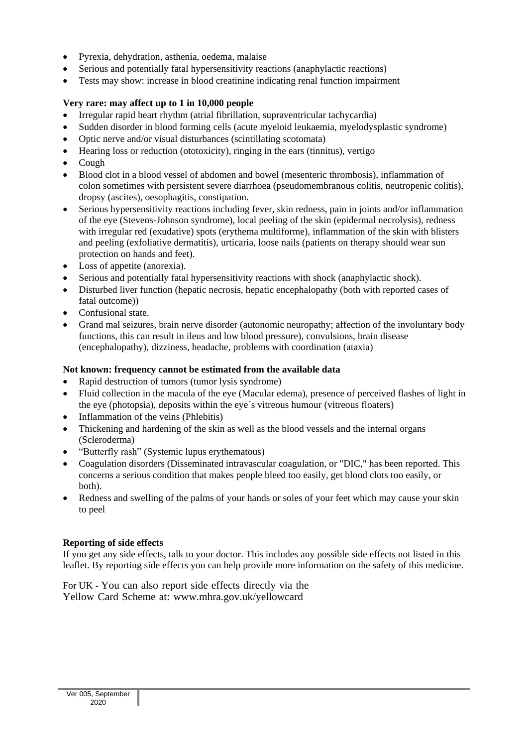- Pyrexia, dehydration, asthenia, oedema, malaise
- Serious and potentially fatal hypersensitivity reactions (anaphylactic reactions)
- Tests may show: increase in blood creatinine indicating renal function impairment

**Very rare: may affect up to 1 in 10,000 people**

- Irregular rapid heart rhythm (atrial fibrillation, supraventricular tachycardia)
- Sudden disorder in blood forming cells (acute myeloid leukaemia, myelodysplastic syndrome)
- Optic nerve and/or visual disturbances (scintillating scotomata)
- Hearing loss or reduction (ototoxicity), ringing in the ears (tinnitus), vertigo
- Cough
- Blood clot in a blood vessel of abdomen and bowel (mesenteric thrombosis), inflammation of colon sometimes with persistent severe diarrhoea (pseudomembranous colitis, neutropenic colitis), dropsy (ascites), oesophagitis, constipation.
- Serious hypersensitivity reactions including fever, skin redness, pain in joints and/or inflammation of the eye (Stevens-Johnson syndrome), local peeling of the skin (epidermal necrolysis), redness with irregular red (exudative) spots (erythema multiforme), inflammation of the skin with blisters and peeling (exfoliative dermatitis), urticaria, loose nails (patients on therapy should wear sun protection on hands and feet).
- Loss of appetite (anorexia).
- Serious and potentially fatal hypersensitivity reactions with shock (anaphylactic shock).
- Disturbed liver function (hepatic necrosis, hepatic encephalopathy (both with reported cases of fatal outcome))
- Confusional state.
- Grand mal seizures, brain nerve disorder (autonomic neuropathy; affection of the involuntary body functions, this can result in ileus and low blood pressure), convulsions, brain disease (encephalopathy), dizziness, headache, problems with coordination (ataxia)

**Not known: frequency cannot be estimated from the available data**

- Rapid destruction of tumors (tumor lysis syndrome)
- Fluid collection in the macula of the eye (Macular edema), presence of perceived flashes of light in the eye (photopsia), deposits within the eye´s vitreous humour (vitreous floaters)
- Inflammation of the veins (Phlebitis)
- Thickening and hardening of the skin as well as the blood vessels and the internal organs (Scleroderma)
- "Butterfly rash" (Systemic lupus erythematous)
- Coagulation disorders (Disseminated intravascular coagulation, or "DIC," has been reported. This concerns a serious condition that makes people bleed too easily, get blood clots too easily, or both).
- Redness and swelling of the palms of your hands or soles of your feet which may cause your skin to peel

**Reporting of side effects**

If you get any side effects, talk to your doctor. This includes any possible side effects not listed in this leaflet. By reporting side effects you can help provide more information on the safety of this medicine.

For UK - You can also report side effects directly via the Yellow Card Scheme at: www.mhra.gov.uk/yellowcard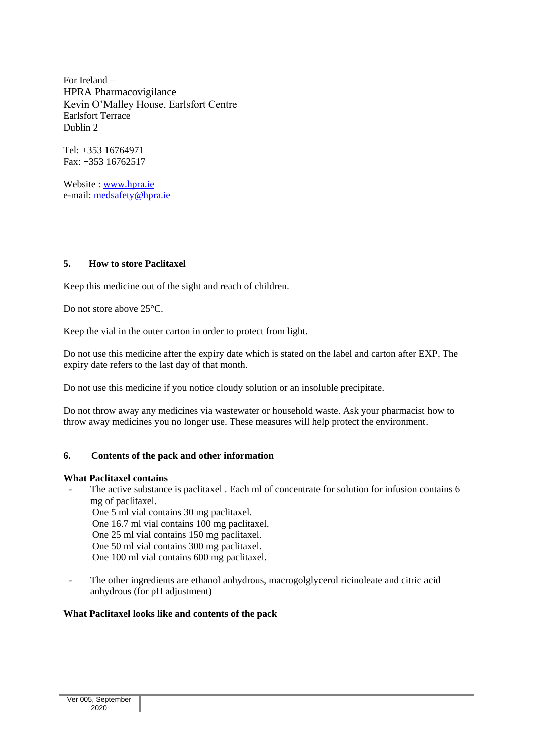For Ireland –
HPRA Pharmacovigilance
Kevin O'Malley House, Earlsfort Centre
Earlsfort Terrace
Dublin 2

Tel: +353 16764971
Fax: +353 16762517

Website : www.hpra.ie
e-mail: medsafety@hpra.ie

## 5. How to store Paclitaxel

Keep this medicine out of the sight and reach of children.

Do not store above 25°C.

Keep the vial in the outer carton in order to protect from light.

Do not use this medicine after the expiry date which is stated on the label and carton after EXP. The expiry date refers to the last day of that month.

Do not use this medicine if you notice cloudy solution or an insoluble precipitate.

Do not throw away any medicines via wastewater or household waste. Ask your pharmacist how to throw away medicines you no longer use. These measures will help protect the environment.

## 6. Contents of the pack and other information

**What Paclitaxel contains**

- The active substance is paclitaxel . Each ml of concentrate for solution for infusion contains 6 mg of paclitaxel.
  One 5 ml vial contains 30 mg paclitaxel.
  One 16.7 ml vial contains 100 mg paclitaxel.
  One 25 ml vial contains 150 mg paclitaxel.
  One 50 ml vial contains 300 mg paclitaxel.
  One 100 ml vial contains 600 mg paclitaxel.

- The other ingredients are ethanol anhydrous, macrogolglycerol ricinoleate and citric acid anhydrous (for pH adjustment)

**What Paclitaxel looks like and contents of the pack**

Ver 005, September 2020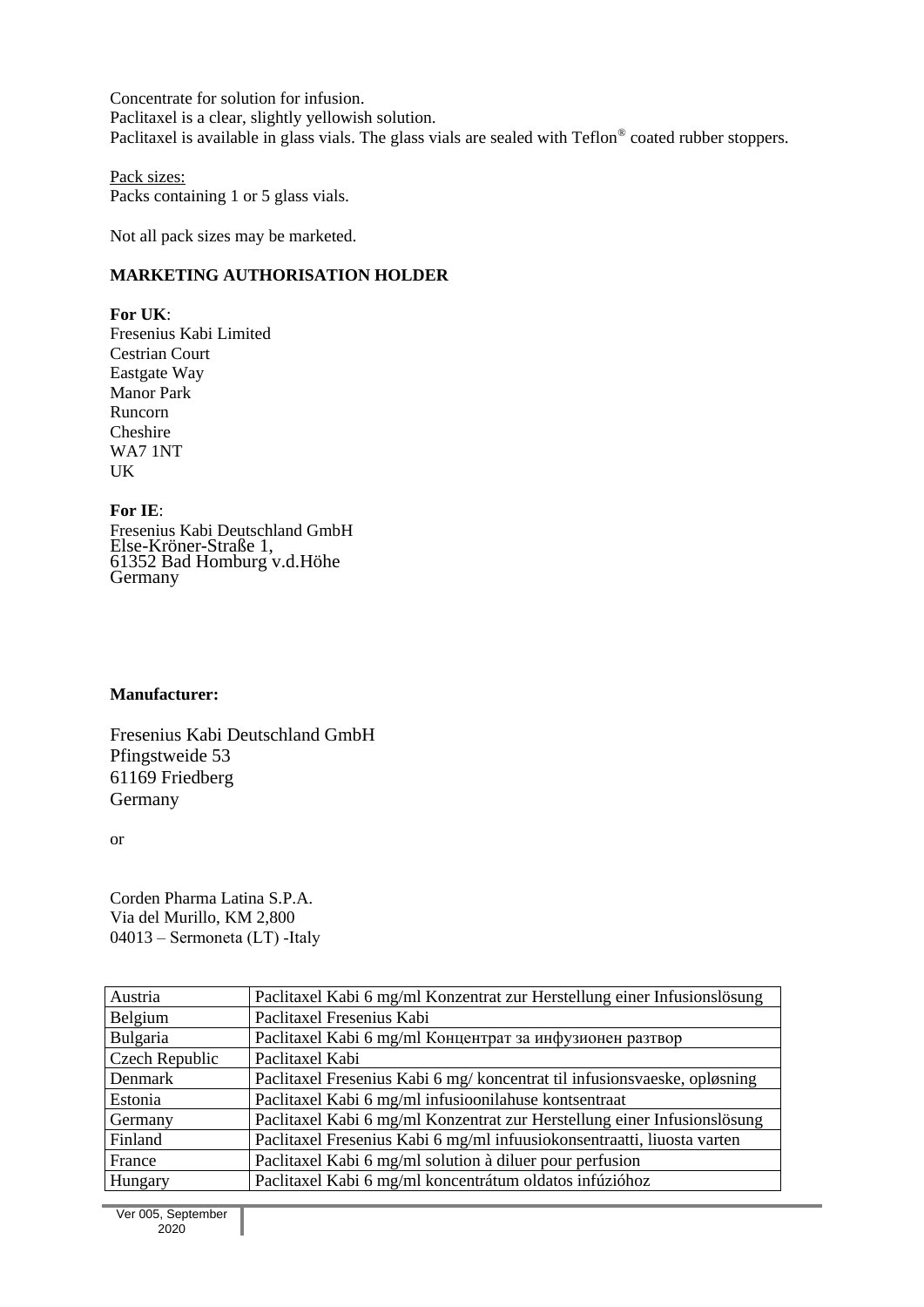Concentrate for solution for infusion.
Paclitaxel is a clear, slightly yellowish solution.
Paclitaxel is available in glass vials. The glass vials are sealed with Teflon® coated rubber stoppers.

Pack sizes:
Packs containing 1 or 5 glass vials.

Not all pack sizes may be marketed.

**MARKETING AUTHORISATION HOLDER**

**For UK**:
Fresenius Kabi Limited
Cestrian Court
Eastgate Way
Manor Park
Runcorn
Cheshire
WA7 1NT
UK

**For IE**:
Fresenius Kabi Deutschland GmbH
Else-Kröner-Straße 1,
61352 Bad Homburg v.d.Höhe
Germany

**Manufacturer:**

Fresenius Kabi Deutschland GmbH
Pfingstweide 53
61169 Friedberg
Germany

or

Corden Pharma Latina S.P.A.
Via del Murillo, KM 2,800
04013 – Sermoneta (LT) -Italy

| | |
|---|---|
| Austria | Paclitaxel Kabi 6 mg/ml Konzentrat zur Herstellung einer Infusionslösung |
| Belgium | Paclitaxel Fresenius Kabi |
| Bulgaria | Paclitaxel Kabi 6 mg/ml Концентрат за инфузионен разтвор |
| Czech Republic | Paclitaxel Kabi |
| Denmark | Paclitaxel Fresenius Kabi 6 mg/ koncentrat til infusionsvaeske, opløsning |
| Estonia | Paclitaxel Kabi 6 mg/ml infusioonilahuse kontsentraat |
| Germany | Paclitaxel Kabi 6 mg/ml Konzentrat zur Herstellung einer Infusionslösung |
| Finland | Paclitaxel Fresenius Kabi 6 mg/ml infuusiokonsentraatti, liuosta varten |
| France | Paclitaxel Kabi 6 mg/ml solution à diluer pour perfusion |
| Hungary | Paclitaxel Kabi 6 mg/ml koncentrátum oldatos infúzióhoz |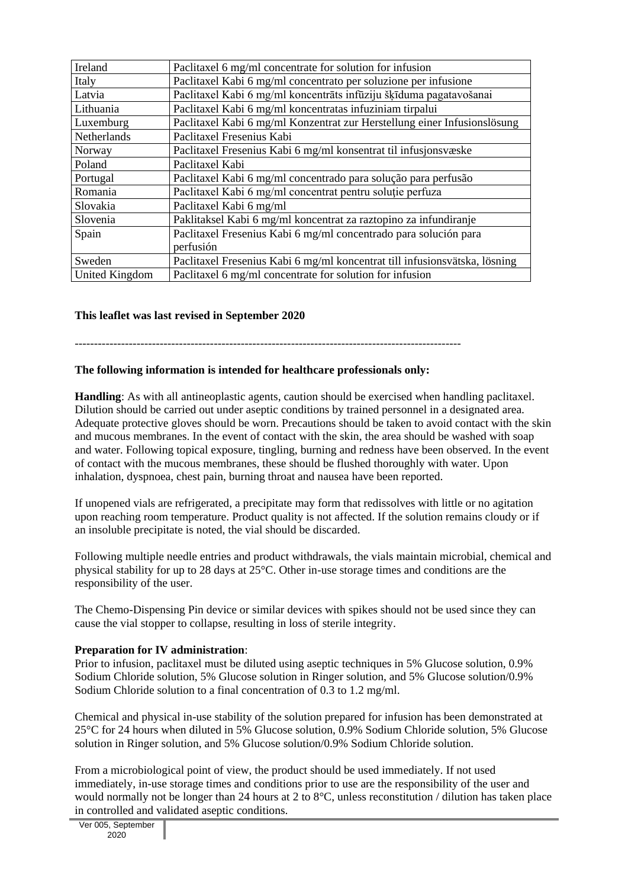| | |
|---|---|
| Ireland | Paclitaxel 6 mg/ml concentrate for solution for infusion |
| Italy | Paclitaxel Kabi 6 mg/ml concentrato per soluzione per infusione |
| Latvia | Paclitaxel Kabi 6 mg/ml koncentrāts infūziju šķīduma pagatavošanai |
| Lithuania | Paclitaxel Kabi 6 mg/ml koncentratas infuziniam tirpalui |
| Luxemburg | Paclitaxel Kabi 6 mg/ml Konzentrat zur Herstellung einer Infusionslösung |
| Netherlands | Paclitaxel Fresenius Kabi |
| Norway | Paclitaxel Fresenius Kabi 6 mg/ml konsentrat til infusjonsvæske |
| Poland | Paclitaxel Kabi |
| Portugal | Paclitaxel Kabi 6 mg/ml concentrado para solução para perfusão |
| Romania | Paclitaxel Kabi 6 mg/ml concentrat pentru soluție perfuza |
| Slovakia | Paclitaxel Kabi 6 mg/ml |
| Slovenia | Paklitaksel Kabi 6 mg/ml koncentrat za raztopino za infundiranje |
| Spain | Paclitaxel Fresenius Kabi 6 mg/ml concentrado para solución para perfusión |
| Sweden | Paclitaxel Fresenius Kabi 6 mg/ml koncentrat till infusionsvätska, lösning |
| United Kingdom | Paclitaxel 6 mg/ml concentrate for solution for infusion |

**This leaflet was last revised in September 2020**

---

**The following information is intended for healthcare professionals only:**

**Handling**: As with all antineoplastic agents, caution should be exercised when handling paclitaxel. Dilution should be carried out under aseptic conditions by trained personnel in a designated area. Adequate protective gloves should be worn. Precautions should be taken to avoid contact with the skin and mucous membranes. In the event of contact with the skin, the area should be washed with soap and water. Following topical exposure, tingling, burning and redness have been observed. In the event of contact with the mucous membranes, these should be flushed thoroughly with water. Upon inhalation, dyspnoea, chest pain, burning throat and nausea have been reported.

If unopened vials are refrigerated, a precipitate may form that redissolves with little or no agitation upon reaching room temperature. Product quality is not affected. If the solution remains cloudy or if an insoluble precipitate is noted, the vial should be discarded.

Following multiple needle entries and product withdrawals, the vials maintain microbial, chemical and physical stability for up to 28 days at 25°C. Other in-use storage times and conditions are the responsibility of the user.

The Chemo-Dispensing Pin device or similar devices with spikes should not be used since they can cause the vial stopper to collapse, resulting in loss of sterile integrity.

**Preparation for IV administration**:
Prior to infusion, paclitaxel must be diluted using aseptic techniques in 5% Glucose solution, 0.9% Sodium Chloride solution, 5% Glucose solution in Ringer solution, and 5% Glucose solution/0.9% Sodium Chloride solution to a final concentration of 0.3 to 1.2 mg/ml.

Chemical and physical in-use stability of the solution prepared for infusion has been demonstrated at 25°C for 24 hours when diluted in 5% Glucose solution, 0.9% Sodium Chloride solution, 5% Glucose solution in Ringer solution, and 5% Glucose solution/0.9% Sodium Chloride solution.

From a microbiological point of view, the product should be used immediately. If not used immediately, in-use storage times and conditions prior to use are the responsibility of the user and would normally not be longer than 24 hours at 2 to 8°C, unless reconstitution / dilution has taken place in controlled and validated aseptic conditions.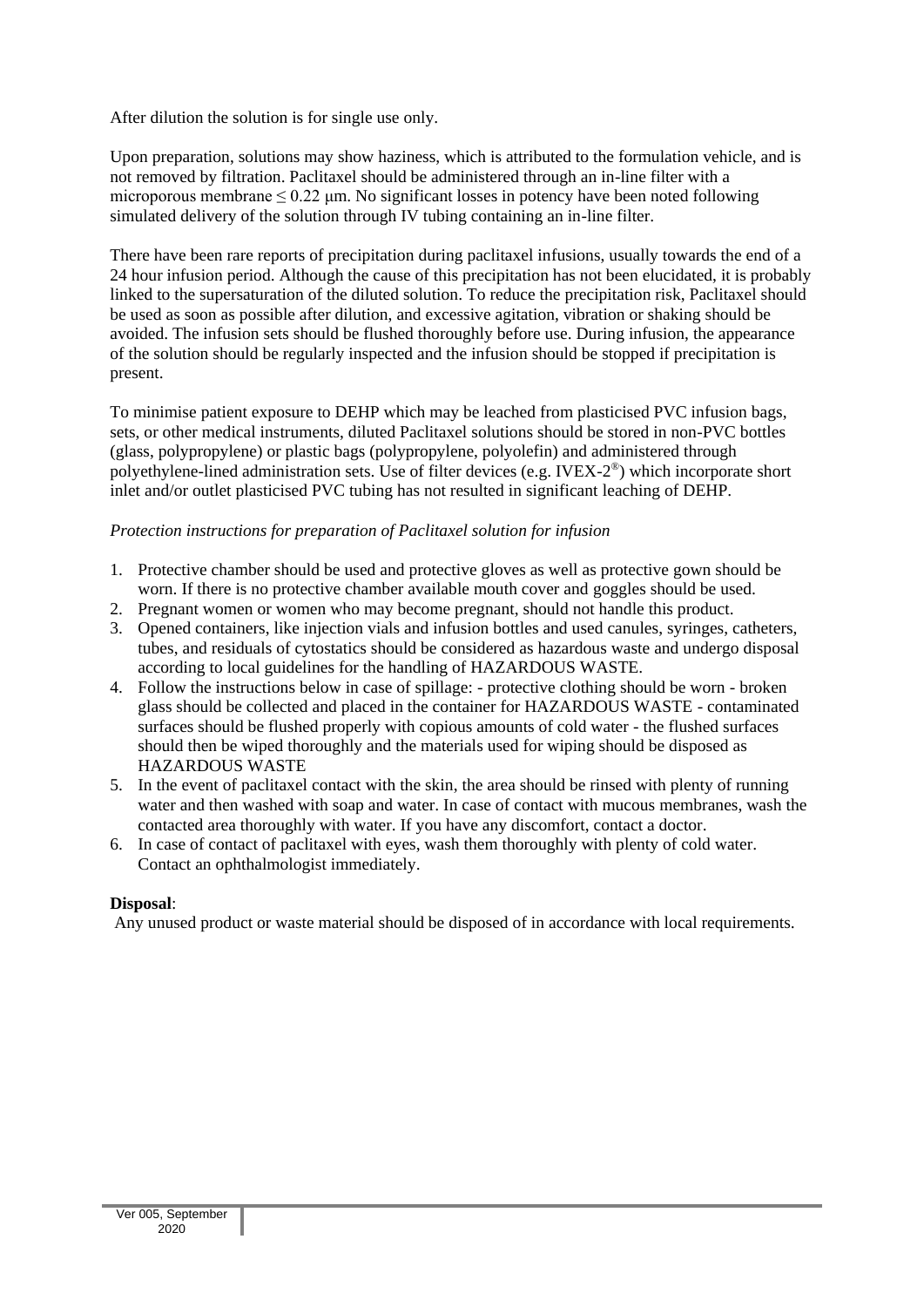After dilution the solution is for single use only.

Upon preparation, solutions may show haziness, which is attributed to the formulation vehicle, and is not removed by filtration. Paclitaxel should be administered through an in-line filter with a microporous membrane ≤ 0.22 μm. No significant losses in potency have been noted following simulated delivery of the solution through IV tubing containing an in-line filter.

There have been rare reports of precipitation during paclitaxel infusions, usually towards the end of a 24 hour infusion period. Although the cause of this precipitation has not been elucidated, it is probably linked to the supersaturation of the diluted solution. To reduce the precipitation risk, Paclitaxel should be used as soon as possible after dilution, and excessive agitation, vibration or shaking should be avoided. The infusion sets should be flushed thoroughly before use. During infusion, the appearance of the solution should be regularly inspected and the infusion should be stopped if precipitation is present.

To minimise patient exposure to DEHP which may be leached from plasticised PVC infusion bags, sets, or other medical instruments, diluted Paclitaxel solutions should be stored in non-PVC bottles (glass, polypropylene) or plastic bags (polypropylene, polyolefin) and administered through polyethylene-lined administration sets. Use of filter devices (e.g. IVEX-2®) which incorporate short inlet and/or outlet plasticised PVC tubing has not resulted in significant leaching of DEHP.

*Protection instructions for preparation of Paclitaxel solution for infusion*

1. Protective chamber should be used and protective gloves as well as protective gown should be worn. If there is no protective chamber available mouth cover and goggles should be used.
2. Pregnant women or women who may become pregnant, should not handle this product.
3. Opened containers, like injection vials and infusion bottles and used canules, syringes, catheters, tubes, and residuals of cytostatics should be considered as hazardous waste and undergo disposal according to local guidelines for the handling of HAZARDOUS WASTE.
4. Follow the instructions below in case of spillage: - protective clothing should be worn - broken glass should be collected and placed in the container for HAZARDOUS WASTE - contaminated surfaces should be flushed properly with copious amounts of cold water - the flushed surfaces should then be wiped thoroughly and the materials used for wiping should be disposed as HAZARDOUS WASTE
5. In the event of paclitaxel contact with the skin, the area should be rinsed with plenty of running water and then washed with soap and water. In case of contact with mucous membranes, wash the contacted area thoroughly with water. If you have any discomfort, contact a doctor.
6. In case of contact of paclitaxel with eyes, wash them thoroughly with plenty of cold water. Contact an ophthalmologist immediately.

**Disposal**:
Any unused product or waste material should be disposed of in accordance with local requirements.